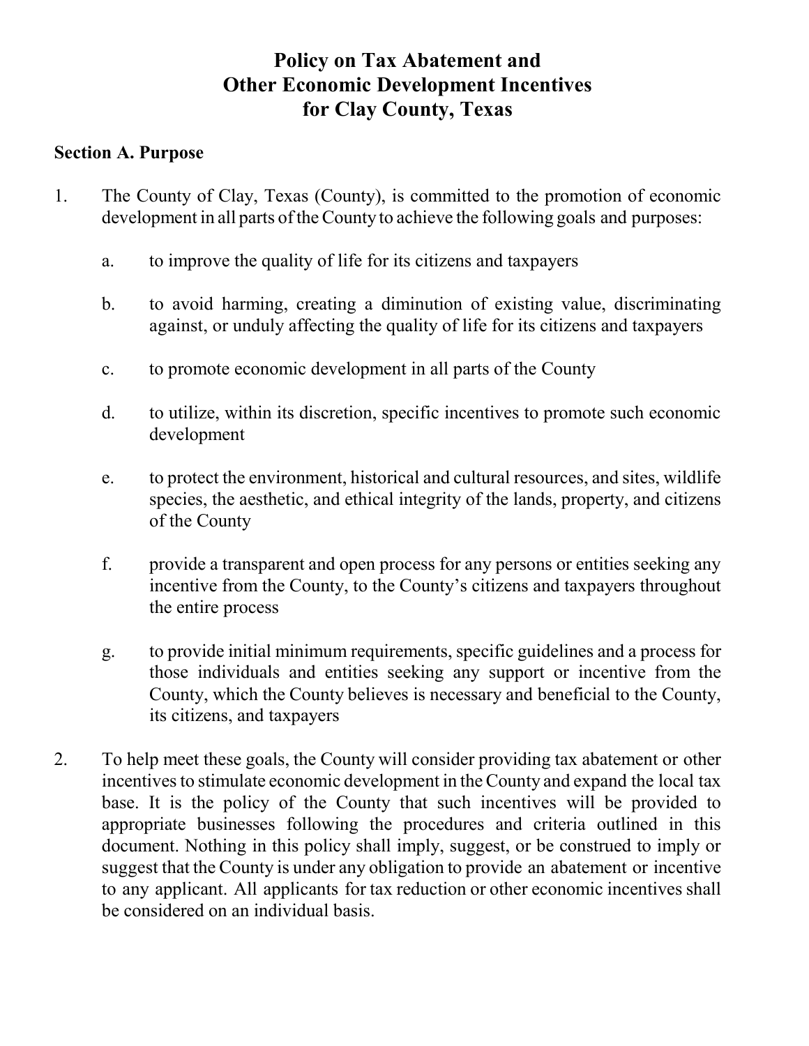# Policy on Tax Abatement and Other Economic Development Incentives for Clay County, Texas

## Section A. Purpose

1. The County of Clay, Texas (County), is committed to the promotion of economic development in all parts of the County to achieve the following goals and purposes:

   a. to improve the quality of life for its citizens and taxpayers

   b. to avoid harming, creating a diminution of existing value, discriminating against, or unduly affecting the quality of life for its citizens and taxpayers

   c. to promote economic development in all parts of the County

   d. to utilize, within its discretion, specific incentives to promote such economic development

   e. to protect the environment, historical and cultural resources, and sites, wildlife species, the aesthetic, and ethical integrity of the lands, property, and citizens of the County

   f. provide a transparent and open process for any persons or entities seeking any incentive from the County, to the County's citizens and taxpayers throughout the entire process

   g. to provide initial minimum requirements, specific guidelines and a process for those individuals and entities seeking any support or incentive from the County, which the County believes is necessary and beneficial to the County, its citizens, and taxpayers

2. To help meet these goals, the County will consider providing tax abatement or other incentives to stimulate economic development in the County and expand the local tax base. It is the policy of the County that such incentives will be provided to appropriate businesses following the procedures and criteria outlined in this document. Nothing in this policy shall imply, suggest, or be construed to imply or suggest that the County is under any obligation to provide an abatement or incentive to any applicant. All applicants for tax reduction or other economic incentives shall be considered on an individual basis.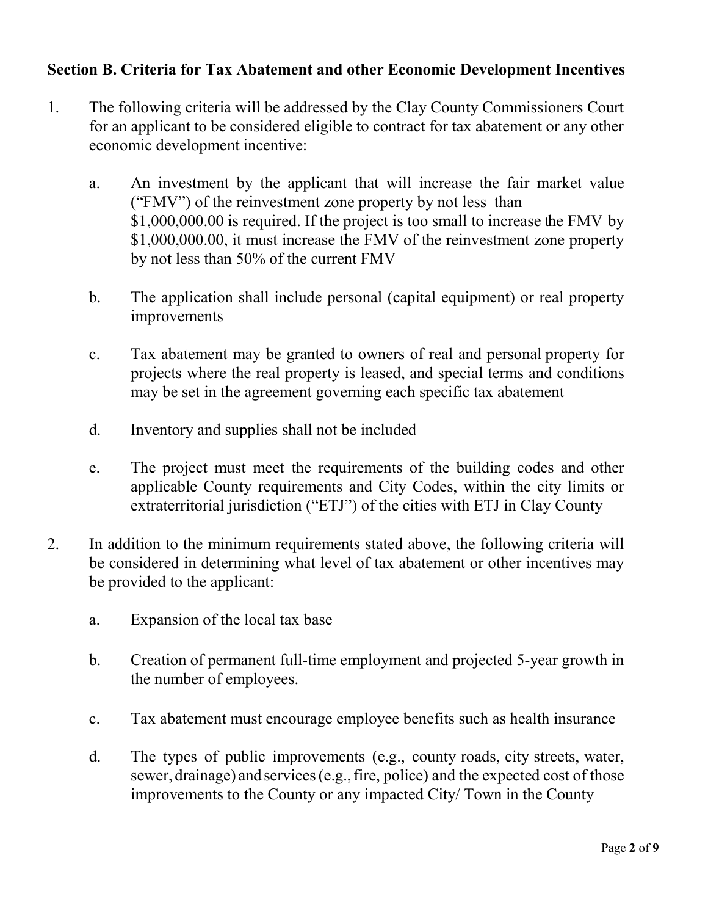**Section B. Criteria for Tax Abatement and other Economic Development Incentives**

1. The following criteria will be addressed by the Clay County Commissioners Court for an applicant to be considered eligible to contract for tax abatement or any other economic development incentive:

    a. An investment by the applicant that will increase the fair market value ("FMV") of the reinvestment zone property by not less than $1,000,000.00 is required. If the project is too small to increase the FMV by $1,000,000.00, it must increase the FMV of the reinvestment zone property by not less than 50% of the current FMV

    b. The application shall include personal (capital equipment) or real property improvements

    c. Tax abatement may be granted to owners of real and personal property for projects where the real property is leased, and special terms and conditions may be set in the agreement governing each specific tax abatement

    d. Inventory and supplies shall not be included

    e. The project must meet the requirements of the building codes and other applicable County requirements and City Codes, within the city limits or extraterritorial jurisdiction ("ETJ") of the cities with ETJ in Clay County

2. In addition to the minimum requirements stated above, the following criteria will be considered in determining what level of tax abatement or other incentives may be provided to the applicant:

    a. Expansion of the local tax base

    b. Creation of permanent full-time employment and projected 5-year growth in the number of employees.

    c. Tax abatement must encourage employee benefits such as health insurance

    d. The types of public improvements (e.g., county roads, city streets, water, sewer, drainage) and services (e.g., fire, police) and the expected cost of those improvements to the County or any impacted City/ Town in the County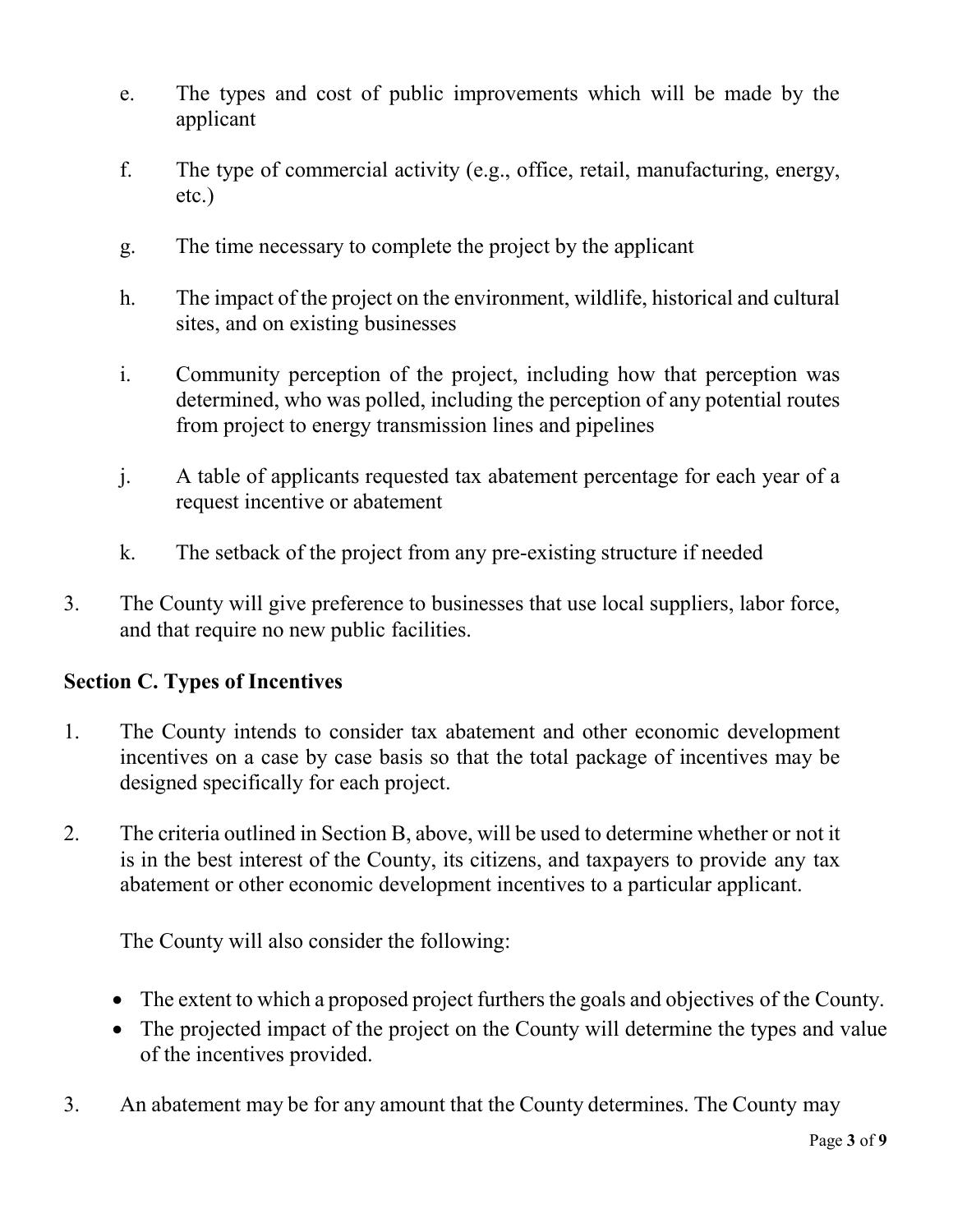e. The types and cost of public improvements which will be made by the applicant

f. The type of commercial activity (e.g., office, retail, manufacturing, energy, etc.)

g. The time necessary to complete the project by the applicant

h. The impact of the project on the environment, wildlife, historical and cultural sites, and on existing businesses

i. Community perception of the project, including how that perception was determined, who was polled, including the perception of any potential routes from project to energy transmission lines and pipelines

j. A table of applicants requested tax abatement percentage for each year of a request incentive or abatement

k. The setback of the project from any pre-existing structure if needed

3. The County will give preference to businesses that use local suppliers, labor force, and that require no new public facilities.

## Section C. Types of Incentives

1. The County intends to consider tax abatement and other economic development incentives on a case by case basis so that the total package of incentives may be designed specifically for each project.

2. The criteria outlined in Section B, above, will be used to determine whether or not it is in the best interest of the County, its citizens, and taxpayers to provide any tax abatement or other economic development incentives to a particular applicant.

   The County will also consider the following:

   - The extent to which a proposed project furthers the goals and objectives of the County.
   - The projected impact of the project on the County will determine the types and value of the incentives provided.

3. An abatement may be for any amount that the County determines. The County may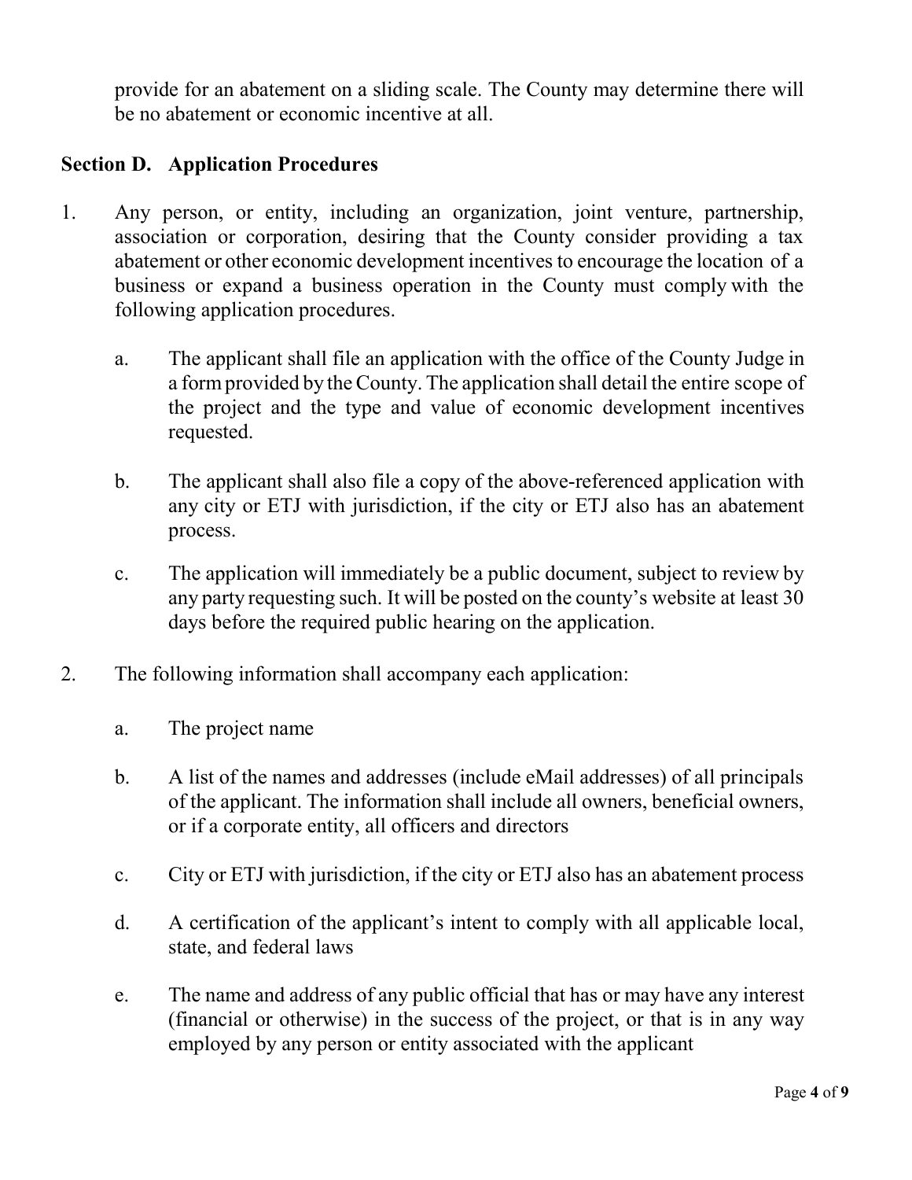provide for an abatement on a sliding scale. The County may determine there will be no abatement or economic incentive at all.

## Section D. Application Procedures

1. Any person, or entity, including an organization, joint venture, partnership, association or corporation, desiring that the County consider providing a tax abatement or other economic development incentives to encourage the location of a business or expand a business operation in the County must comply with the following application procedures.

   a. The applicant shall file an application with the office of the County Judge in a form provided by the County. The application shall detail the entire scope of the project and the type and value of economic development incentives requested.

   b. The applicant shall also file a copy of the above-referenced application with any city or ETJ with jurisdiction, if the city or ETJ also has an abatement process.

   c. The application will immediately be a public document, subject to review by any party requesting such. It will be posted on the county's website at least 30 days before the required public hearing on the application.

2. The following information shall accompany each application:

   a. The project name

   b. A list of the names and addresses (include eMail addresses) of all principals of the applicant. The information shall include all owners, beneficial owners, or if a corporate entity, all officers and directors

   c. City or ETJ with jurisdiction, if the city or ETJ also has an abatement process

   d. A certification of the applicant's intent to comply with all applicable local, state, and federal laws

   e. The name and address of any public official that has or may have any interest (financial or otherwise) in the success of the project, or that is in any way employed by any person or entity associated with the applicant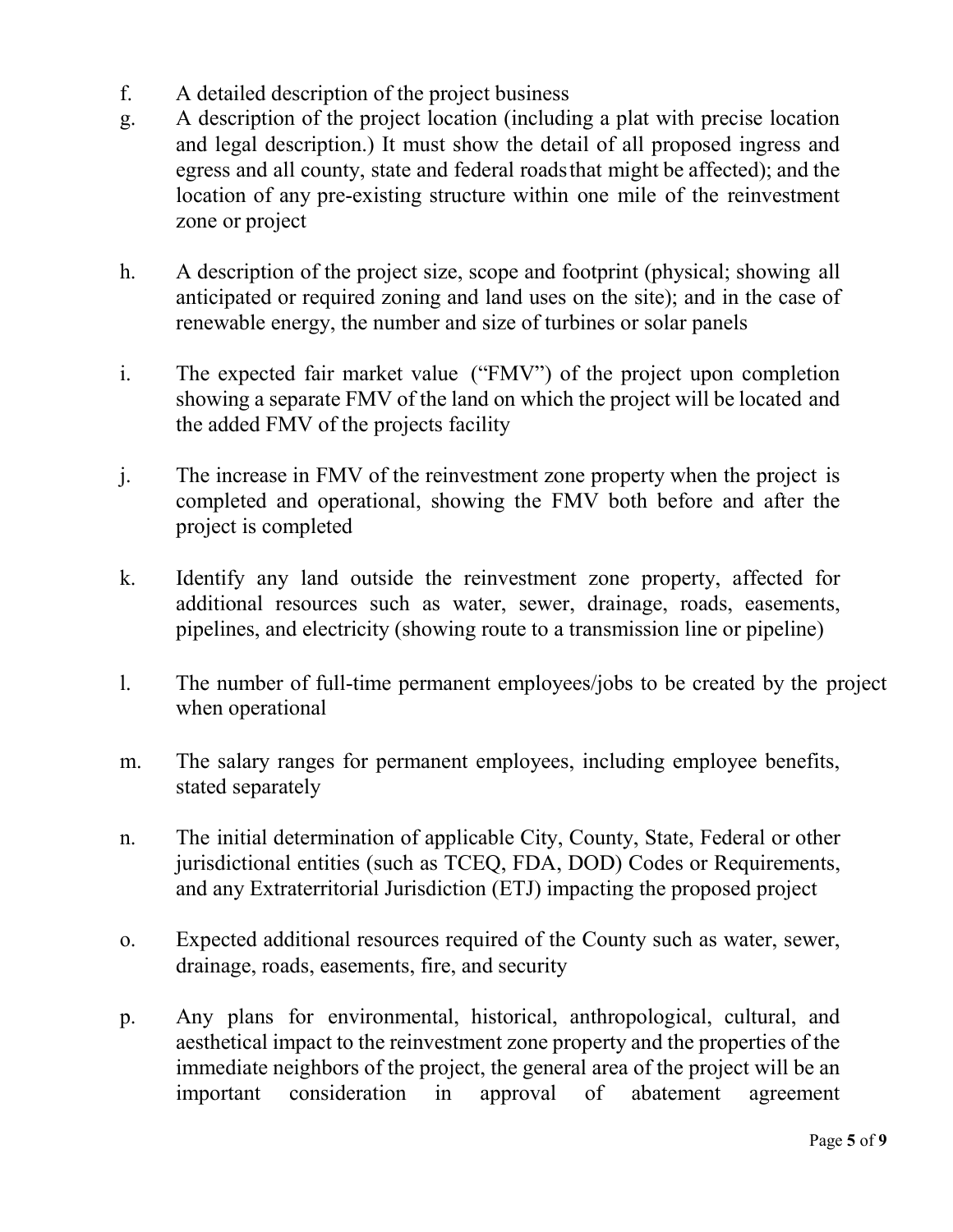f. A detailed description of the project business

g. A description of the project location (including a plat with precise location and legal description.) It must show the detail of all proposed ingress and egress and all county, state and federal roads that might be affected); and the location of any pre-existing structure within one mile of the reinvestment zone or project

h. A description of the project size, scope and footprint (physical; showing all anticipated or required zoning and land uses on the site); and in the case of renewable energy, the number and size of turbines or solar panels

i. The expected fair market value ("FMV") of the project upon completion showing a separate FMV of the land on which the project will be located and the added FMV of the projects facility

j. The increase in FMV of the reinvestment zone property when the project is completed and operational, showing the FMV both before and after the project is completed

k. Identify any land outside the reinvestment zone property, affected for additional resources such as water, sewer, drainage, roads, easements, pipelines, and electricity (showing route to a transmission line or pipeline)

l. The number of full-time permanent employees/jobs to be created by the project when operational

m. The salary ranges for permanent employees, including employee benefits, stated separately

n. The initial determination of applicable City, County, State, Federal or other jurisdictional entities (such as TCEQ, FDA, DOD) Codes or Requirements, and any Extraterritorial Jurisdiction (ETJ) impacting the proposed project

o. Expected additional resources required of the County such as water, sewer, drainage, roads, easements, fire, and security

p. Any plans for environmental, historical, anthropological, cultural, and aesthetical impact to the reinvestment zone property and the properties of the immediate neighbors of the project, the general area of the project will be an important consideration in approval of abatement agreement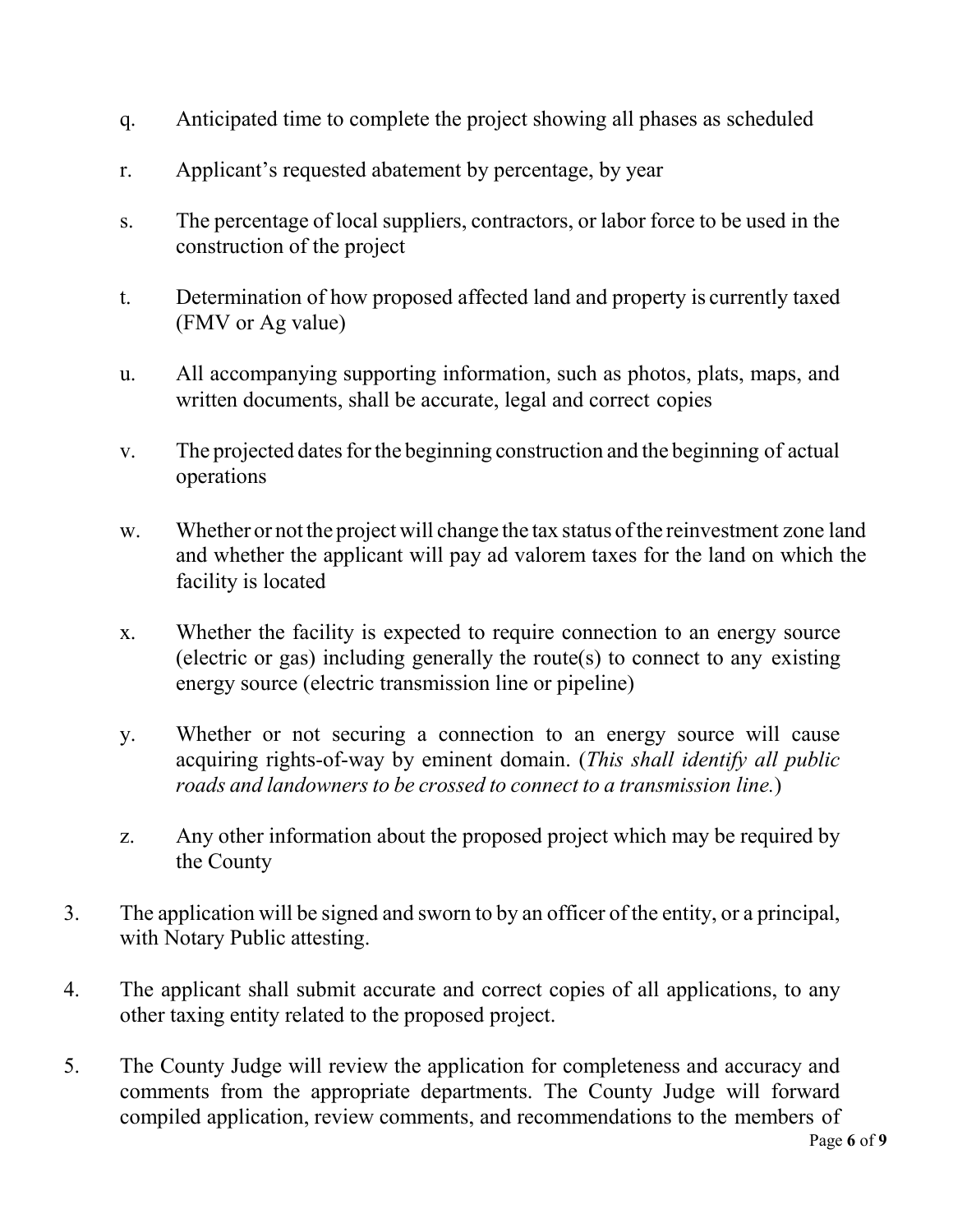q. Anticipated time to complete the project showing all phases as scheduled

r. Applicant's requested abatement by percentage, by year

s. The percentage of local suppliers, contractors, or labor force to be used in the construction of the project

t. Determination of how proposed affected land and property is currently taxed (FMV or Ag value)

u. All accompanying supporting information, such as photos, plats, maps, and written documents, shall be accurate, legal and correct copies

v. The projected dates for the beginning construction and the beginning of actual operations

w. Whether or not the project will change the tax status of the reinvestment zone land and whether the applicant will pay ad valorem taxes for the land on which the facility is located

x. Whether the facility is expected to require connection to an energy source (electric or gas) including generally the route(s) to connect to any existing energy source (electric transmission line or pipeline)

y. Whether or not securing a connection to an energy source will cause acquiring rights-of-way by eminent domain. (*This shall identify all public roads and landowners to be crossed to connect to a transmission line.*)

z. Any other information about the proposed project which may be required by the County

3. The application will be signed and sworn to by an officer of the entity, or a principal, with Notary Public attesting.

4. The applicant shall submit accurate and correct copies of all applications, to any other taxing entity related to the proposed project.

5. The County Judge will review the application for completeness and accuracy and comments from the appropriate departments. The County Judge will forward compiled application, review comments, and recommendations to the members of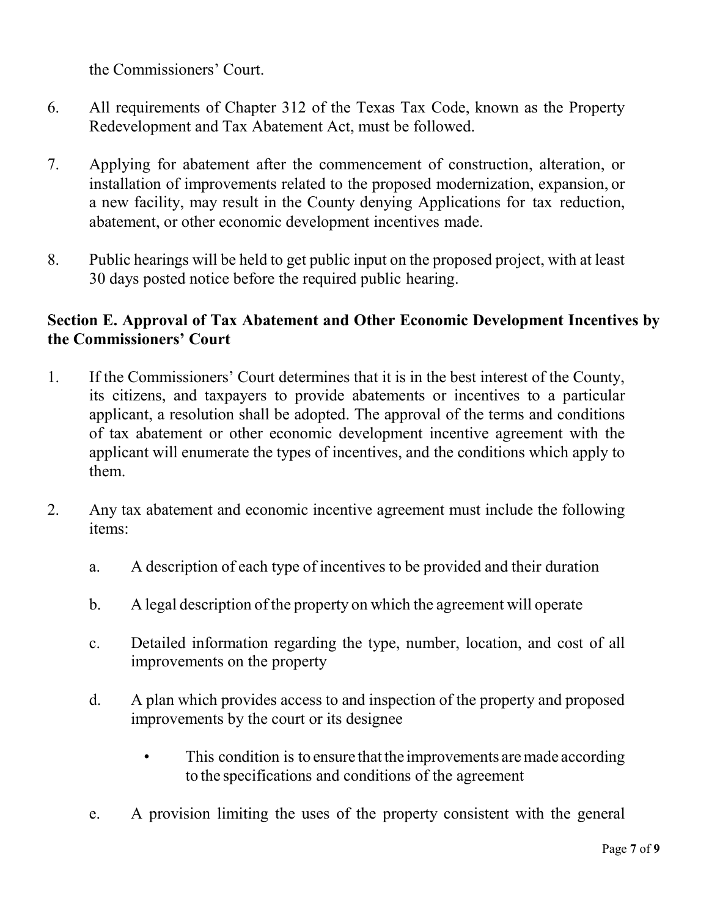the Commissioners' Court.

6. All requirements of Chapter 312 of the Texas Tax Code, known as the Property Redevelopment and Tax Abatement Act, must be followed.

7. Applying for abatement after the commencement of construction, alteration, or installation of improvements related to the proposed modernization, expansion, or a new facility, may result in the County denying Applications for tax reduction, abatement, or other economic development incentives made.

8. Public hearings will be held to get public input on the proposed project, with at least 30 days posted notice before the required public hearing.

**Section E. Approval of Tax Abatement and Other Economic Development Incentives by the Commissioners' Court**

1. If the Commissioners' Court determines that it is in the best interest of the County, its citizens, and taxpayers to provide abatements or incentives to a particular applicant, a resolution shall be adopted. The approval of the terms and conditions of tax abatement or other economic development incentive agreement with the applicant will enumerate the types of incentives, and the conditions which apply to them.

2. Any tax abatement and economic incentive agreement must include the following items:

   a. A description of each type of incentives to be provided and their duration

   b. A legal description of the property on which the agreement will operate

   c. Detailed information regarding the type, number, location, and cost of all improvements on the property

   d. A plan which provides access to and inspection of the property and proposed improvements by the court or its designee

      - This condition is to ensure that the improvements are made according to the specifications and conditions of the agreement

   e. A provision limiting the uses of the property consistent with the general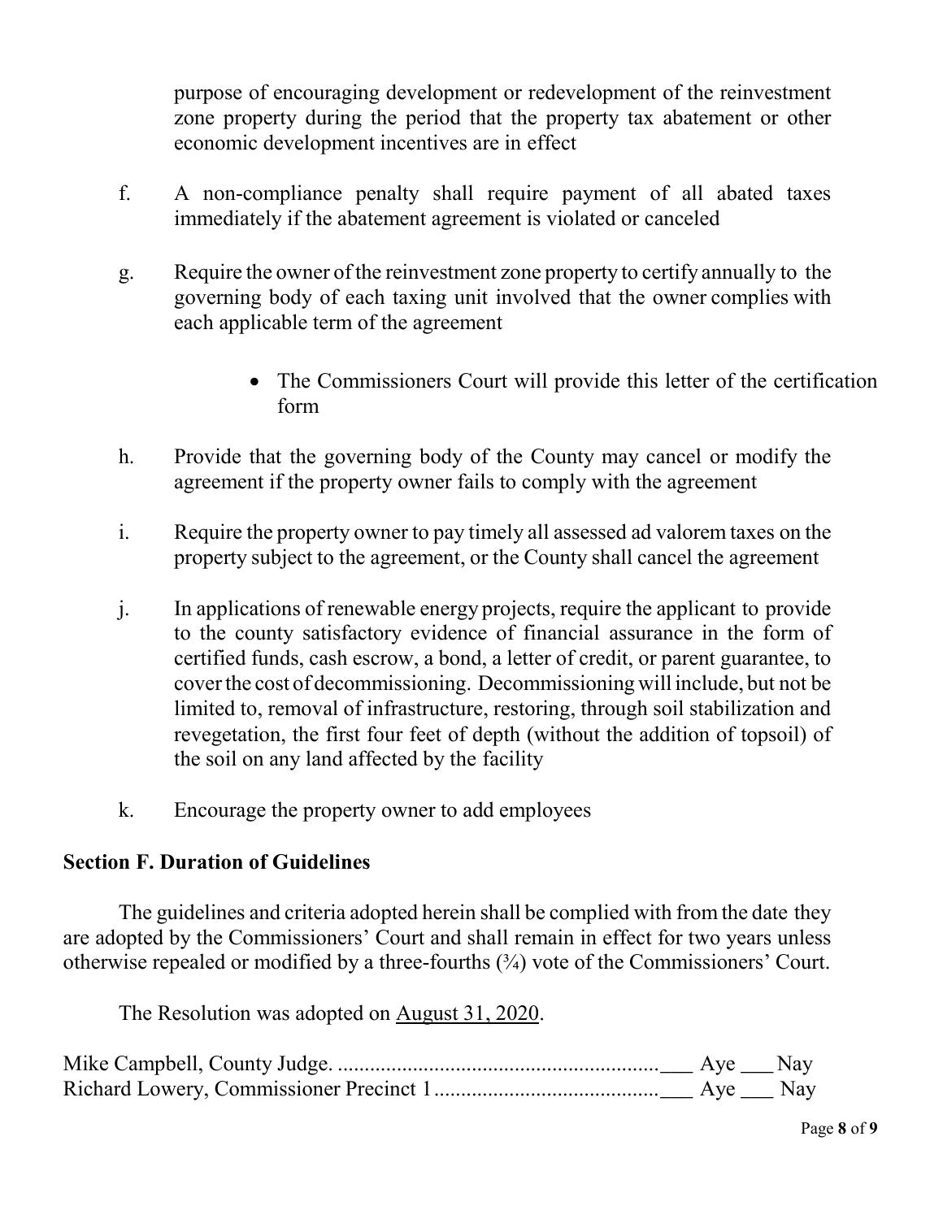purpose of encouraging development or redevelopment of the reinvestment zone property during the period that the property tax abatement or other economic development incentives are in effect

f. A non-compliance penalty shall require payment of all abated taxes immediately if the abatement agreement is violated or canceled

g. Require the owner of the reinvestment zone property to certify annually to the governing body of each taxing unit involved that the owner complies with each applicable term of the agreement

- The Commissioners Court will provide this letter of the certification form

h. Provide that the governing body of the County may cancel or modify the agreement if the property owner fails to comply with the agreement

i. Require the property owner to pay timely all assessed ad valorem taxes on the property subject to the agreement, or the County shall cancel the agreement

j. In applications of renewable energy projects, require the applicant to provide to the county satisfactory evidence of financial assurance in the form of certified funds, cash escrow, a bond, a letter of credit, or parent guarantee, to cover the cost of decommissioning. Decommissioning will include, but not be limited to, removal of infrastructure, restoring, through soil stabilization and revegetation, the first four feet of depth (without the addition of topsoil) of the soil on any land affected by the facility

k. Encourage the property owner to add employees

**Section F. Duration of Guidelines**

The guidelines and criteria adopted herein shall be complied with from the date they are adopted by the Commissioners' Court and shall remain in effect for two years unless otherwise repealed or modified by a three-fourths (¾) vote of the Commissioners' Court.

The Resolution was adopted on August 31, 2020.

Mike Campbell, County Judge. ............................................................___ Aye ___ Nay
Richard Lowery, Commissioner Precinct 1 ..........................................___ Aye ___ Nay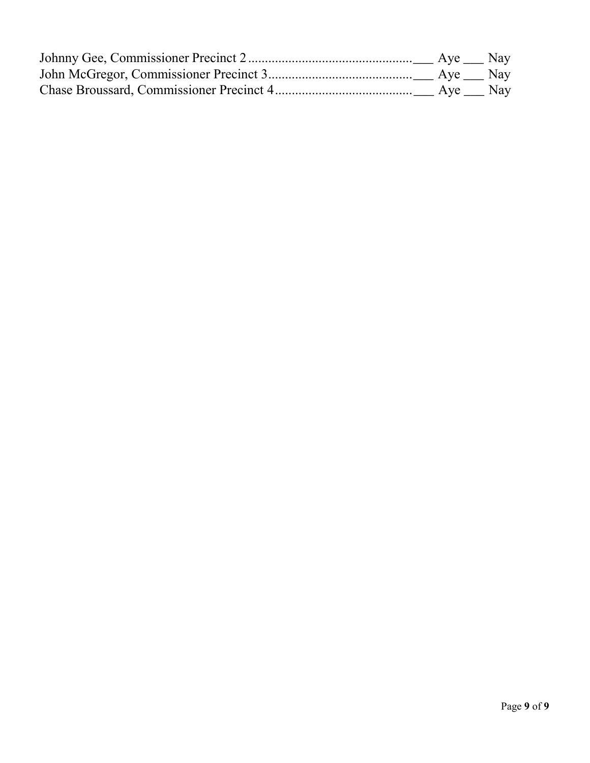Johnny Gee, Commissioner Precinct 2 ................................................ ___ Aye ___ Nay
John McGregor, Commissioner Precinct 3.......................................... ___ Aye ___ Nay
Chase Broussard, Commissioner Precinct 4........................................ ___ Aye ___ Nay